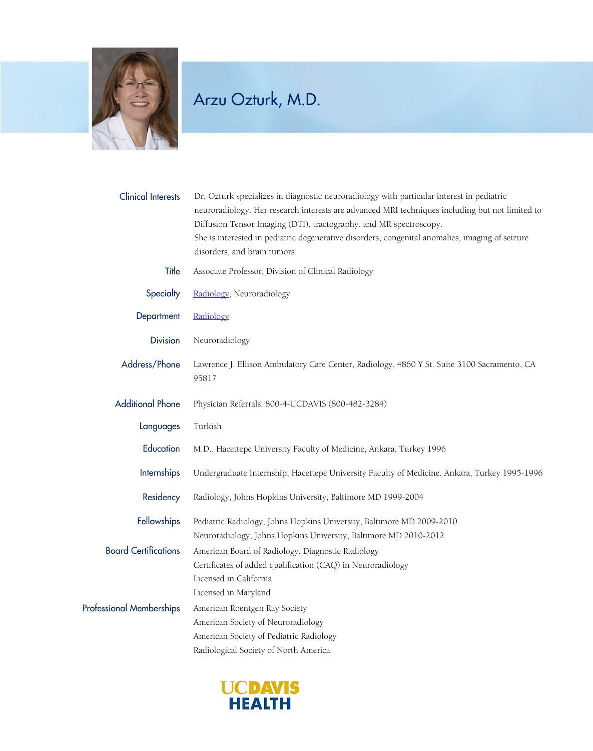# Arzu Ozturk, M.D.

| | |
|---|---|
| **Clinical Interests** | Dr. Ozturk specializes in diagnostic neuroradiology with particular interest in pediatric neuroradiology. Her research interests are advanced MRI techniques including but not limited to Diffusion Tensor Imaging (DTI), tractography, and MR spectroscopy.<br>She is interested in pediatric degenerative disorders, congenital anomalies, imaging of seizure disorders, and brain tumors. |
| **Title** | Associate Professor, Division of Clinical Radiology |
| **Specialty** | Radiology, Neuroradiology |
| **Department** | Radiology |
| **Division** | Neuroradiology |
| **Address/Phone** | Lawrence J. Ellison Ambulatory Care Center, Radiology, 4860 Y St. Suite 3100 Sacramento, CA 95817 |
| **Additional Phone** | Physician Referrals: 800-4-UCDAVIS (800-482-3284) |
| **Languages** | Turkish |
| **Education** | M.D., Hacettepe University Faculty of Medicine, Ankara, Turkey 1996 |
| **Internships** | Undergraduate Internship, Hacettepe University Faculty of Medicine, Ankara, Turkey 1995-1996 |
| **Residency** | Radiology, Johns Hopkins University, Baltimore MD 1999-2004 |
| **Fellowships** | Pediatric Radiology, Johns Hopkins University, Baltimore MD 2009-2010<br>Neuroradiology, Johns Hopkins University, Baltimore MD 2010-2012 |
| **Board Certifications** | American Board of Radiology, Diagnostic Radiology<br>Certificates of added qualification (CAQ) in Neuroradiology<br>Licensed in California<br>Licensed in Maryland |
| **Professional Memberships** | American Roentgen Ray Society<br>American Society of Neuroradiology<br>American Society of Pediatric Radiology<br>Radiological Society of North America |

UC DAVIS HEALTH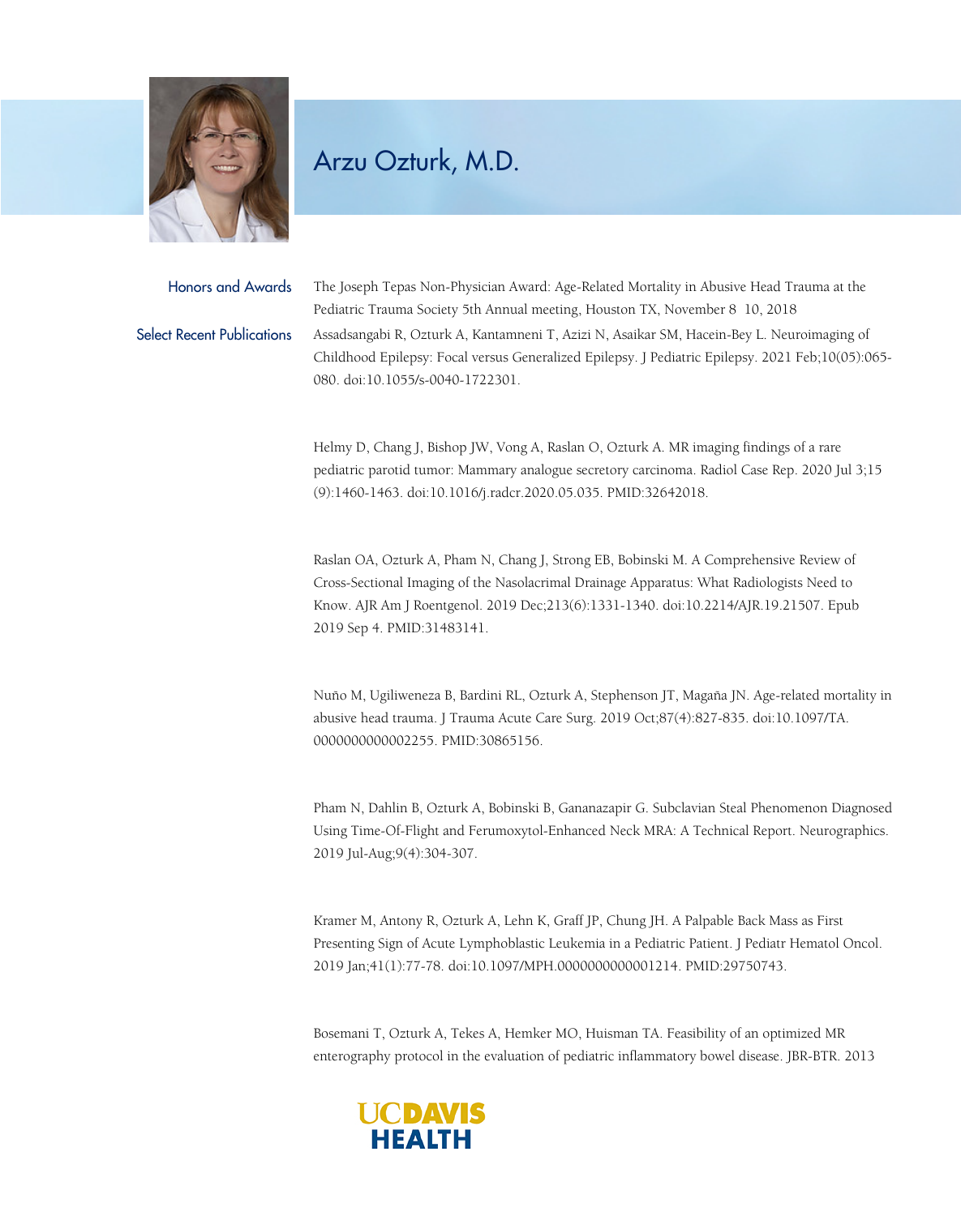# Arzu Ozturk, M.D.

## Honors and Awards

The Joseph Tepas Non-Physician Award: Age-Related Mortality in Abusive Head Trauma at the Pediatric Trauma Society 5th Annual meeting, Houston TX, November 8 10, 2018

## Select Recent Publications

Assadsangabi R, Ozturk A, Kantamneni T, Azizi N, Asaikar SM, Hacein-Bey L. Neuroimaging of Childhood Epilepsy: Focal versus Generalized Epilepsy. J Pediatric Epilepsy. 2021 Feb;10(05):065-080. doi:10.1055/s-0040-1722301.

Helmy D, Chang J, Bishop JW, Vong A, Raslan O, Ozturk A. MR imaging findings of a rare pediatric parotid tumor: Mammary analogue secretory carcinoma. Radiol Case Rep. 2020 Jul 3;15(9):1460-1463. doi:10.1016/j.radcr.2020.05.035. PMID:32642018.

Raslan OA, Ozturk A, Pham N, Chang J, Strong EB, Bobinski M. A Comprehensive Review of Cross-Sectional Imaging of the Nasolacrimal Drainage Apparatus: What Radiologists Need to Know. AJR Am J Roentgenol. 2019 Dec;213(6):1331-1340. doi:10.2214/AJR.19.21507. Epub 2019 Sep 4. PMID:31483141.

Nuño M, Ugiliweneza B, Bardini RL, Ozturk A, Stephenson JT, Magaña JN. Age-related mortality in abusive head trauma. J Trauma Acute Care Surg. 2019 Oct;87(4):827-835. doi:10.1097/TA.0000000000002255. PMID:30865156.

Pham N, Dahlin B, Ozturk A, Bobinski B, Gananazapir G. Subclavian Steal Phenomenon Diagnosed Using Time-Of-Flight and Ferumoxytol-Enhanced Neck MRA: A Technical Report. Neurographics. 2019 Jul-Aug;9(4):304-307.

Kramer M, Antony R, Ozturk A, Lehn K, Graff JP, Chung JH. A Palpable Back Mass as First Presenting Sign of Acute Lymphoblastic Leukemia in a Pediatric Patient. J Pediatr Hematol Oncol. 2019 Jan;41(1):77-78. doi:10.1097/MPH.0000000000001214. PMID:29750743.

Bosemani T, Ozturk A, Tekes A, Hemker MO, Huisman TA. Feasibility of an optimized MR enterography protocol in the evaluation of pediatric inflammatory bowel disease. JBR-BTR. 2013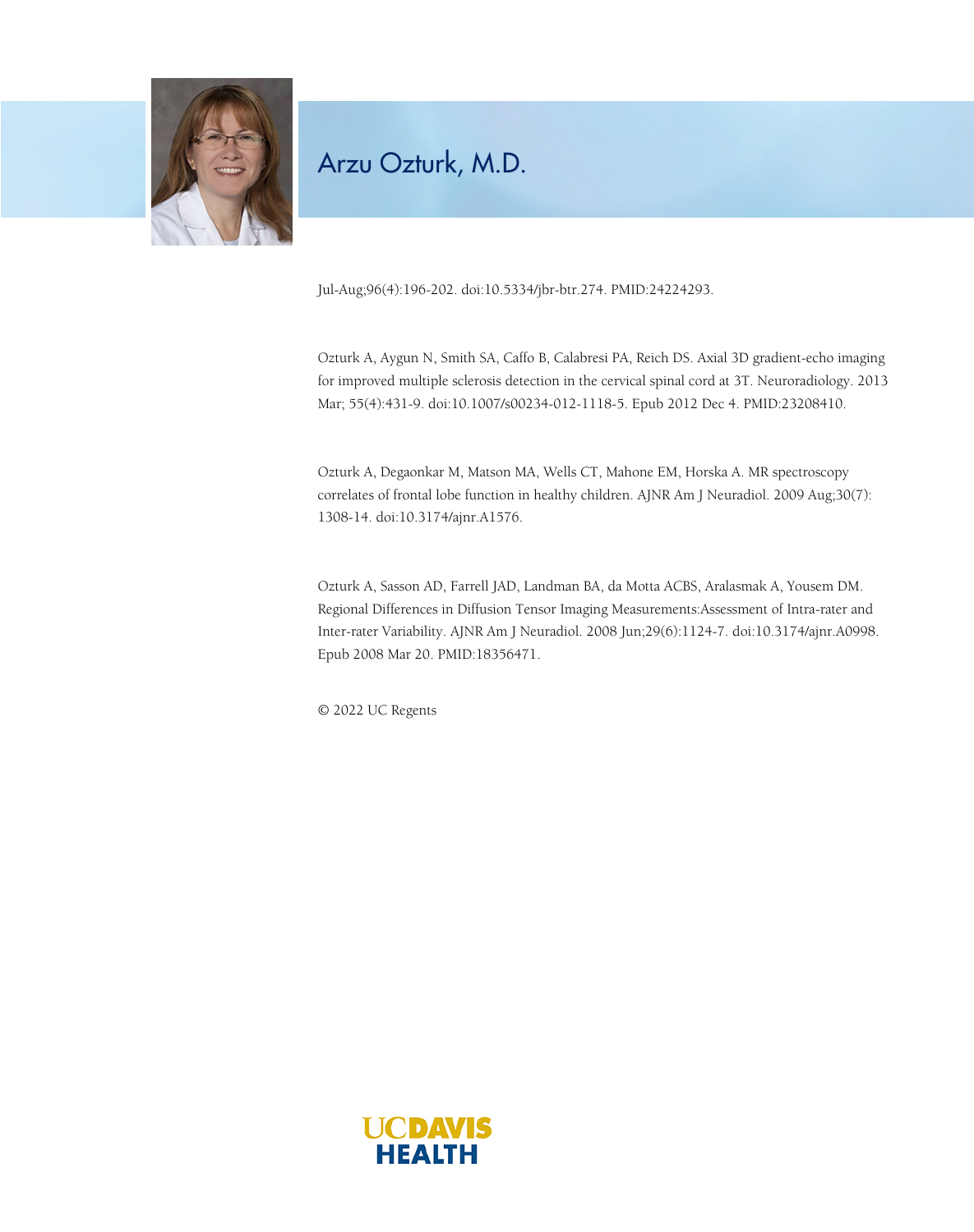# Arzu Ozturk, M.D.

Jul-Aug;96(4):196-202. doi:10.5334/jbr-btr.274. PMID:24224293.

Ozturk A, Aygun N, Smith SA, Caffo B, Calabresi PA, Reich DS. Axial 3D gradient-echo imaging for improved multiple sclerosis detection in the cervical spinal cord at 3T. Neuroradiology. 2013 Mar; 55(4):431-9. doi:10.1007/s00234-012-1118-5. Epub 2012 Dec 4. PMID:23208410.

Ozturk A, Degaonkar M, Matson MA, Wells CT, Mahone EM, Horska A. MR spectroscopy correlates of frontal lobe function in healthy children. AJNR Am J Neuradiol. 2009 Aug;30(7): 1308-14. doi:10.3174/ajnr.A1576.

Ozturk A, Sasson AD, Farrell JAD, Landman BA, da Motta ACBS, Aralasmak A, Yousem DM. Regional Differences in Diffusion Tensor Imaging Measurements:Assessment of Intra-rater and Inter-rater Variability. AJNR Am J Neuradiol. 2008 Jun;29(6):1124-7. doi:10.3174/ajnr.A0998. Epub 2008 Mar 20. PMID:18356471.

© 2022 UC Regents

UC DAVIS HEALTH